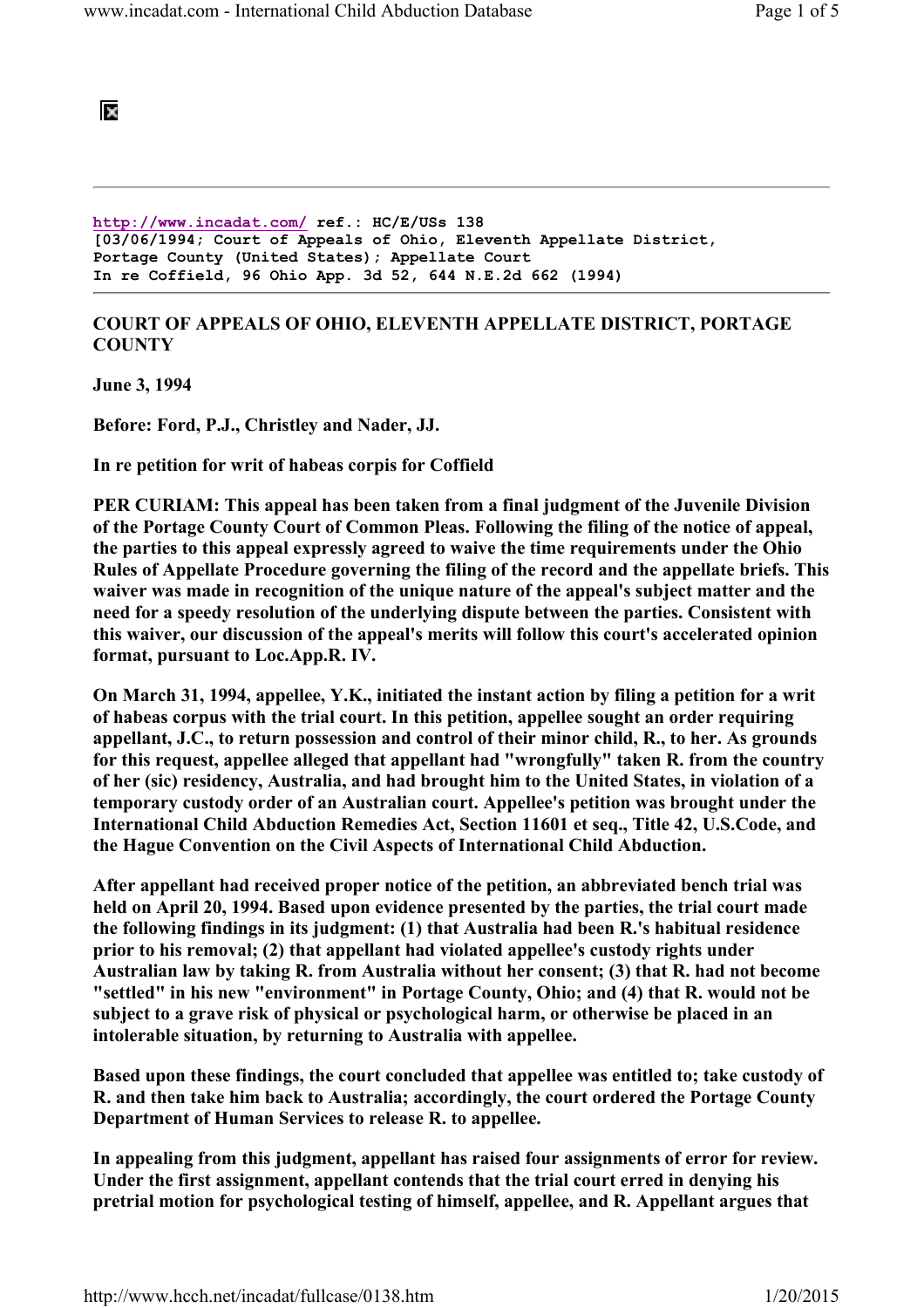http://www.incadat.com/ ref.: HC/E/USs 138
[03/06/1994; Court of Appeals of Ohio, Eleventh Appellate District, Portage County (United States); Appellate Court
In re Coffield, 96 Ohio App. 3d 52, 644 N.E.2d 662 (1994)

---

**COURT OF APPEALS OF OHIO, ELEVENTH APPELLATE DISTRICT, PORTAGE COUNTY**

**June 3, 1994**

**Before: Ford, P.J., Christley and Nader, JJ.**

**In re petition for writ of habeas corpis for Coffield**

**PER CURIAM: This appeal has been taken from a final judgment of the Juvenile Division of the Portage County Court of Common Pleas. Following the filing of the notice of appeal, the parties to this appeal expressly agreed to waive the time requirements under the Ohio Rules of Appellate Procedure governing the filing of the record and the appellate briefs. This waiver was made in recognition of the unique nature of the appeal's subject matter and the need for a speedy resolution of the underlying dispute between the parties. Consistent with this waiver, our discussion of the appeal's merits will follow this court's accelerated opinion format, pursuant to Loc.App.R. IV.**

**On March 31, 1994, appellee, Y.K., initiated the instant action by filing a petition for a writ of habeas corpus with the trial court. In this petition, appellee sought an order requiring appellant, J.C., to return possession and control of their minor child, R., to her. As grounds for this request, appellee alleged that appellant had "wrongfully" taken R. from the country of her (sic) residency, Australia, and had brought him to the United States, in violation of a temporary custody order of an Australian court. Appellee's petition was brought under the International Child Abduction Remedies Act, Section 11601 et seq., Title 42, U.S.Code, and the Hague Convention on the Civil Aspects of International Child Abduction.**

**After appellant had received proper notice of the petition, an abbreviated bench trial was held on April 20, 1994. Based upon evidence presented by the parties, the trial court made the following findings in its judgment: (1) that Australia had been R.'s habitual residence prior to his removal; (2) that appellant had violated appellee's custody rights under Australian law by taking R. from Australia without her consent; (3) that R. had not become "settled" in his new "environment" in Portage County, Ohio; and (4) that R. would not be subject to a grave risk of physical or psychological harm, or otherwise be placed in an intolerable situation, by returning to Australia with appellee.**

**Based upon these findings, the court concluded that appellee was entitled to; take custody of R. and then take him back to Australia; accordingly, the court ordered the Portage County Department of Human Services to release R. to appellee.**

**In appealing from this judgment, appellant has raised four assignments of error for review. Under the first assignment, appellant contends that the trial court erred in denying his pretrial motion for psychological testing of himself, appellee, and R. Appellant argues that**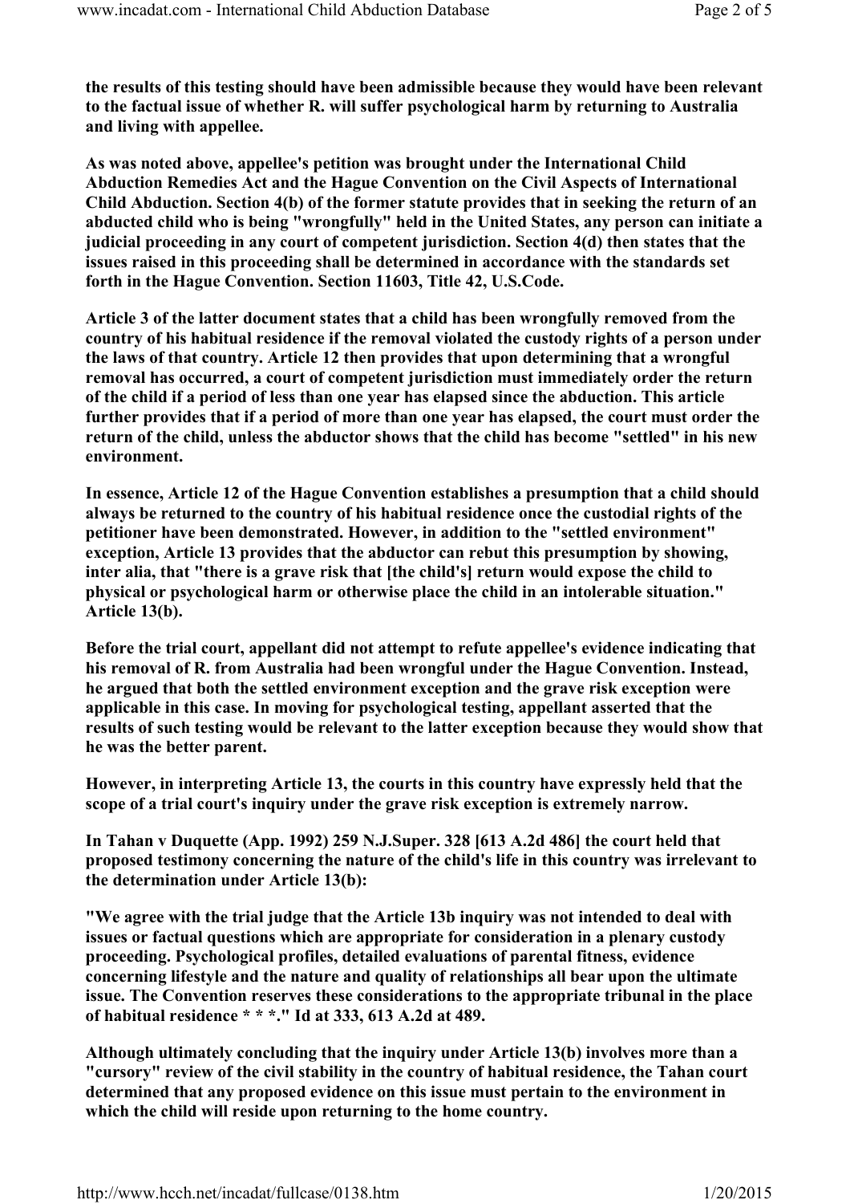**the results of this testing should have been admissible because they would have been relevant to the factual issue of whether R. will suffer psychological harm by returning to Australia and living with appellee.**

**As was noted above, appellee's petition was brought under the International Child Abduction Remedies Act and the Hague Convention on the Civil Aspects of International Child Abduction. Section 4(b) of the former statute provides that in seeking the return of an abducted child who is being "wrongfully" held in the United States, any person can initiate a judicial proceeding in any court of competent jurisdiction. Section 4(d) then states that the issues raised in this proceeding shall be determined in accordance with the standards set forth in the Hague Convention. Section 11603, Title 42, U.S.Code.**

**Article 3 of the latter document states that a child has been wrongfully removed from the country of his habitual residence if the removal violated the custody rights of a person under the laws of that country. Article 12 then provides that upon determining that a wrongful removal has occurred, a court of competent jurisdiction must immediately order the return of the child if a period of less than one year has elapsed since the abduction. This article further provides that if a period of more than one year has elapsed, the court must order the return of the child, unless the abductor shows that the child has become "settled" in his new environment.**

**In essence, Article 12 of the Hague Convention establishes a presumption that a child should always be returned to the country of his habitual residence once the custodial rights of the petitioner have been demonstrated. However, in addition to the "settled environment" exception, Article 13 provides that the abductor can rebut this presumption by showing, inter alia, that "there is a grave risk that [the child's] return would expose the child to physical or psychological harm or otherwise place the child in an intolerable situation." Article 13(b).**

**Before the trial court, appellant did not attempt to refute appellee's evidence indicating that his removal of R. from Australia had been wrongful under the Hague Convention. Instead, he argued that both the settled environment exception and the grave risk exception were applicable in this case. In moving for psychological testing, appellant asserted that the results of such testing would be relevant to the latter exception because they would show that he was the better parent.**

**However, in interpreting Article 13, the courts in this country have expressly held that the scope of a trial court's inquiry under the grave risk exception is extremely narrow.**

**In Tahan v Duquette (App. 1992) 259 N.J.Super. 328 [613 A.2d 486] the court held that proposed testimony concerning the nature of the child's life in this country was irrelevant to the determination under Article 13(b):**

**"We agree with the trial judge that the Article 13b inquiry was not intended to deal with issues or factual questions which are appropriate for consideration in a plenary custody proceeding. Psychological profiles, detailed evaluations of parental fitness, evidence concerning lifestyle and the nature and quality of relationships all bear upon the ultimate issue. The Convention reserves these considerations to the appropriate tribunal in the place of habitual residence * * *." Id at 333, 613 A.2d at 489.**

**Although ultimately concluding that the inquiry under Article 13(b) involves more than a "cursory" review of the civil stability in the country of habitual residence, the Tahan court determined that any proposed evidence on this issue must pertain to the environment in which the child will reside upon returning to the home country.**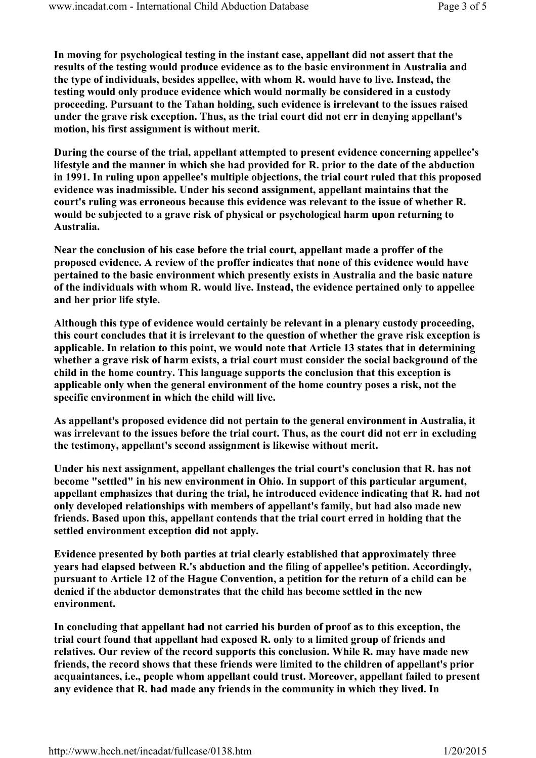In moving for psychological testing in the instant case, appellant did not assert that the results of the testing would produce evidence as to the basic environment in Australia and the type of individuals, besides appellee, with whom R. would have to live. Instead, the testing would only produce evidence which would normally be considered in a custody proceeding. Pursuant to the Tahan holding, such evidence is irrelevant to the issues raised under the grave risk exception. Thus, as the trial court did not err in denying appellant's motion, his first assignment is without merit.

During the course of the trial, appellant attempted to present evidence concerning appellee's lifestyle and the manner in which she had provided for R. prior to the date of the abduction in 1991. In ruling upon appellee's multiple objections, the trial court ruled that this proposed evidence was inadmissible. Under his second assignment, appellant maintains that the court's ruling was erroneous because this evidence was relevant to the issue of whether R. would be subjected to a grave risk of physical or psychological harm upon returning to Australia.

Near the conclusion of his case before the trial court, appellant made a proffer of the proposed evidence. A review of the proffer indicates that none of this evidence would have pertained to the basic environment which presently exists in Australia and the basic nature of the individuals with whom R. would live. Instead, the evidence pertained only to appellee and her prior life style.

Although this type of evidence would certainly be relevant in a plenary custody proceeding, this court concludes that it is irrelevant to the question of whether the grave risk exception is applicable. In relation to this point, we would note that Article 13 states that in determining whether a grave risk of harm exists, a trial court must consider the social background of the child in the home country. This language supports the conclusion that this exception is applicable only when the general environment of the home country poses a risk, not the specific environment in which the child will live.

As appellant's proposed evidence did not pertain to the general environment in Australia, it was irrelevant to the issues before the trial court. Thus, as the court did not err in excluding the testimony, appellant's second assignment is likewise without merit.

Under his next assignment, appellant challenges the trial court's conclusion that R. has not become "settled" in his new environment in Ohio. In support of this particular argument, appellant emphasizes that during the trial, he introduced evidence indicating that R. had not only developed relationships with members of appellant's family, but had also made new friends. Based upon this, appellant contends that the trial court erred in holding that the settled environment exception did not apply.

Evidence presented by both parties at trial clearly established that approximately three years had elapsed between R.'s abduction and the filing of appellee's petition. Accordingly, pursuant to Article 12 of the Hague Convention, a petition for the return of a child can be denied if the abductor demonstrates that the child has become settled in the new environment.

In concluding that appellant had not carried his burden of proof as to this exception, the trial court found that appellant had exposed R. only to a limited group of friends and relatives. Our review of the record supports this conclusion. While R. may have made new friends, the record shows that these friends were limited to the children of appellant's prior acquaintances, i.e., people whom appellant could trust. Moreover, appellant failed to present any evidence that R. had made any friends in the community in which they lived. In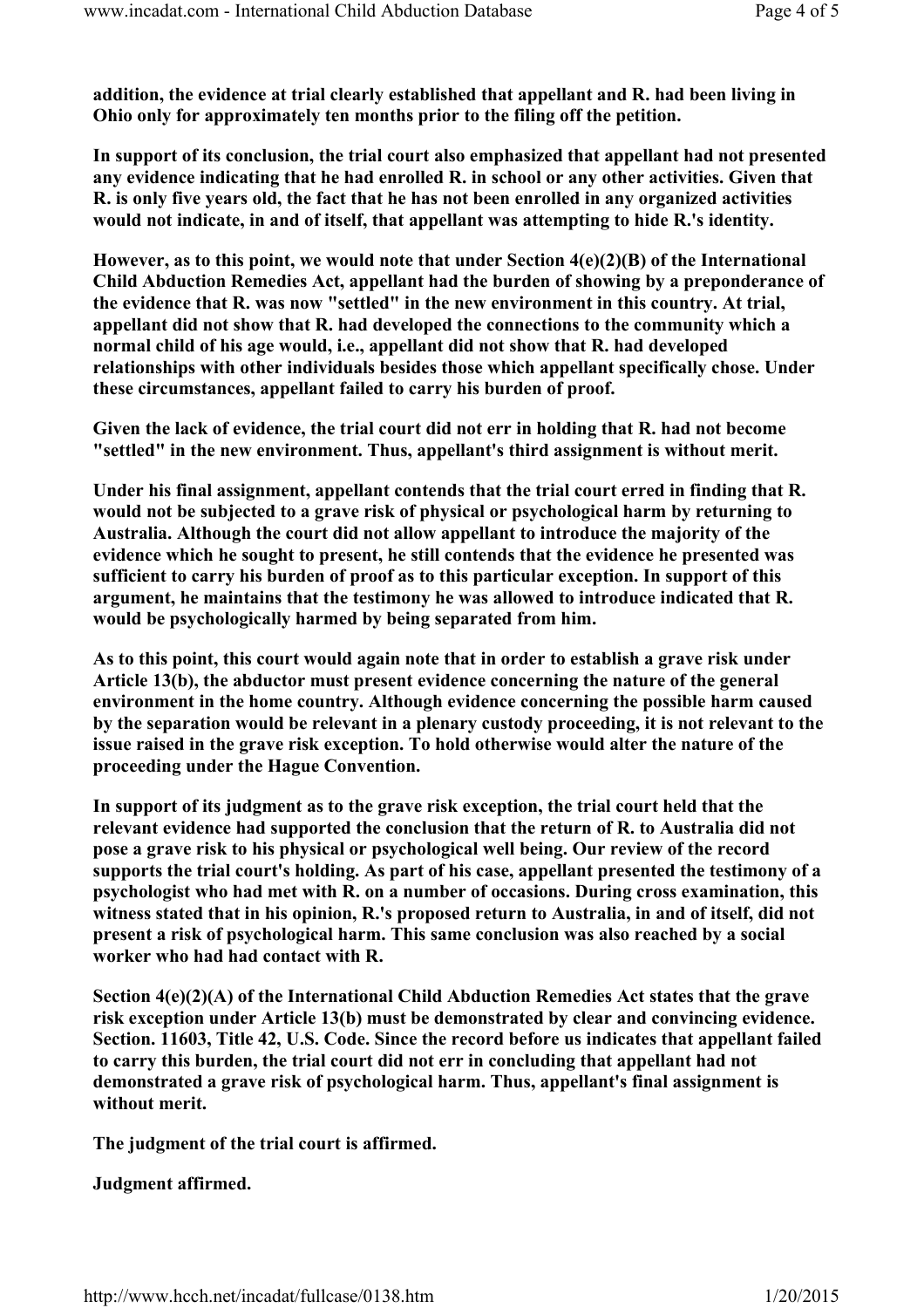**addition, the evidence at trial clearly established that appellant and R. had been living in Ohio only for approximately ten months prior to the filing off the petition.**

**In support of its conclusion, the trial court also emphasized that appellant had not presented any evidence indicating that he had enrolled R. in school or any other activities. Given that R. is only five years old, the fact that he has not been enrolled in any organized activities would not indicate, in and of itself, that appellant was attempting to hide R.'s identity.**

**However, as to this point, we would note that under Section 4(e)(2)(B) of the International Child Abduction Remedies Act, appellant had the burden of showing by a preponderance of the evidence that R. was now "settled" in the new environment in this country. At trial, appellant did not show that R. had developed the connections to the community which a normal child of his age would, i.e., appellant did not show that R. had developed relationships with other individuals besides those which appellant specifically chose. Under these circumstances, appellant failed to carry his burden of proof.**

**Given the lack of evidence, the trial court did not err in holding that R. had not become "settled" in the new environment. Thus, appellant's third assignment is without merit.**

**Under his final assignment, appellant contends that the trial court erred in finding that R. would not be subjected to a grave risk of physical or psychological harm by returning to Australia. Although the court did not allow appellant to introduce the majority of the evidence which he sought to present, he still contends that the evidence he presented was sufficient to carry his burden of proof as to this particular exception. In support of this argument, he maintains that the testimony he was allowed to introduce indicated that R. would be psychologically harmed by being separated from him.**

**As to this point, this court would again note that in order to establish a grave risk under Article 13(b), the abductor must present evidence concerning the nature of the general environment in the home country. Although evidence concerning the possible harm caused by the separation would be relevant in a plenary custody proceeding, it is not relevant to the issue raised in the grave risk exception. To hold otherwise would alter the nature of the proceeding under the Hague Convention.**

**In support of its judgment as to the grave risk exception, the trial court held that the relevant evidence had supported the conclusion that the return of R. to Australia did not pose a grave risk to his physical or psychological well being. Our review of the record supports the trial court's holding. As part of his case, appellant presented the testimony of a psychologist who had met with R. on a number of occasions. During cross examination, this witness stated that in his opinion, R.'s proposed return to Australia, in and of itself, did not present a risk of psychological harm. This same conclusion was also reached by a social worker who had had contact with R.**

**Section 4(e)(2)(A) of the International Child Abduction Remedies Act states that the grave risk exception under Article 13(b) must be demonstrated by clear and convincing evidence. Section. 11603, Title 42, U.S. Code. Since the record before us indicates that appellant failed to carry this burden, the trial court did not err in concluding that appellant had not demonstrated a grave risk of psychological harm. Thus, appellant's final assignment is without merit.**

**The judgment of the trial court is affirmed.**

**Judgment affirmed.**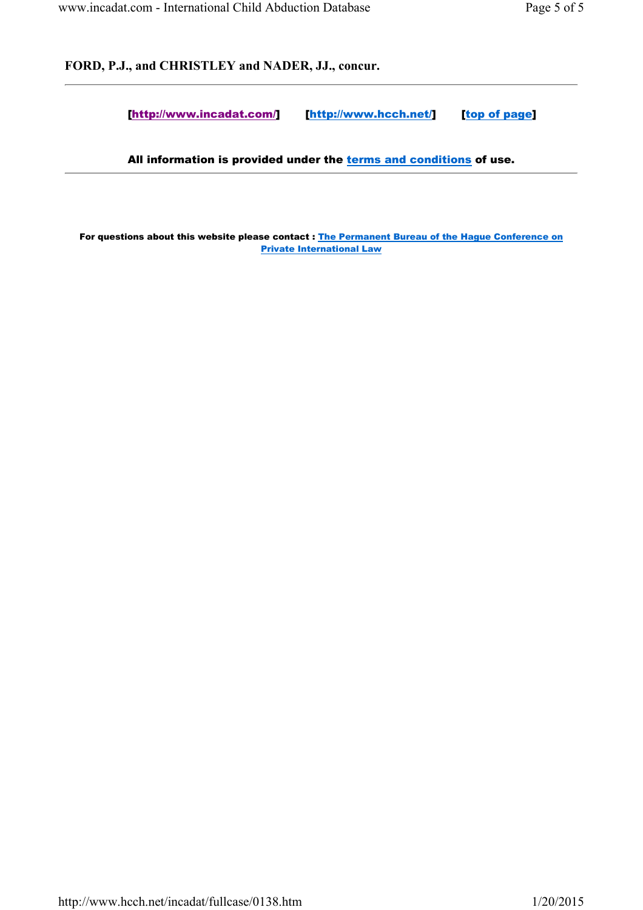**FORD, P.J., and CHRISTLEY and NADER, JJ., concur.**

---

[http://www.incadat.com/] [http://www.hcch.net/] [top of page]

**All information is provided under the terms and conditions of use.**

---

**For questions about this website please contact : The Permanent Bureau of the Hague Conference on Private International Law**